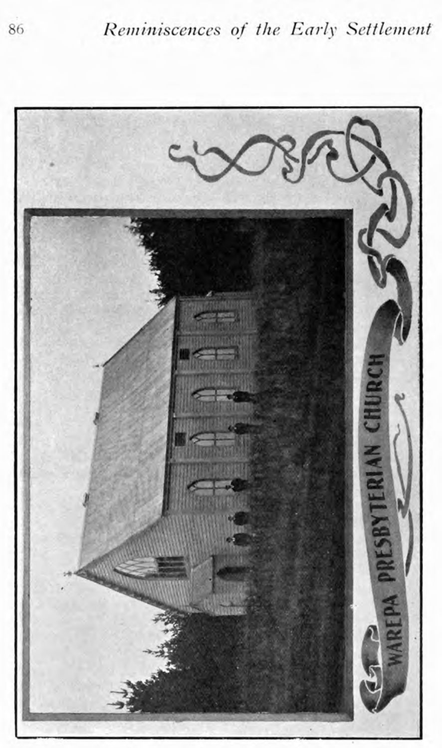WAREPA PRESBYTERIAN CHURCH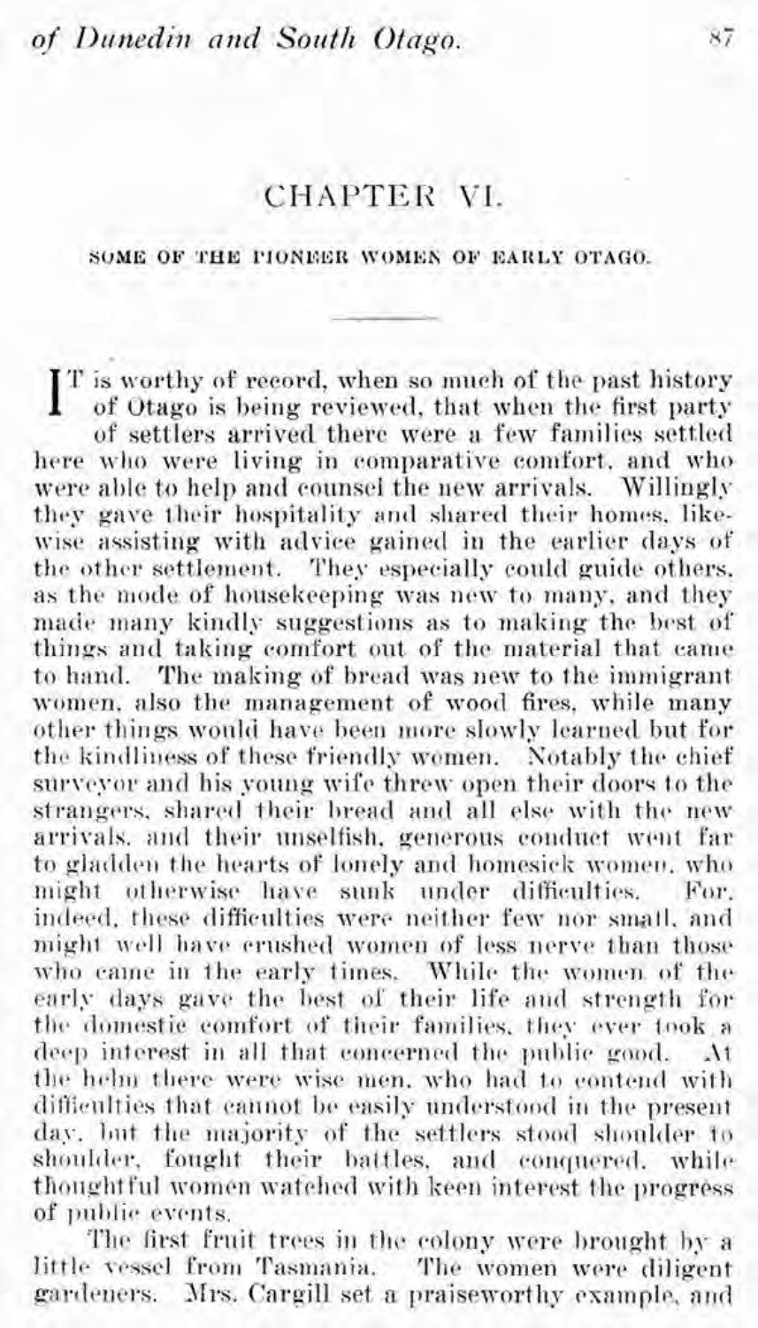# CHAPTER VI.

## SOME OF THE PIONEER WOMEN OF EARLY OTAGO.

IT is worthy of record, when so much of the past history of Otago is being reviewed, that when the first party of settlers arrived there were a few families settled here who were living in comparative comfort, and who were able to help and counsel the new arrivals. Willingly they gave their hospitality and shared their homes, likewise assisting with advice gained in the earlier days of the other settlement. They especially could guide others, as the mode of housekeeping was new to many, and they made many kindly suggestions as to making the best of things and taking comfort out of the material that came to hand. The making of bread was new to the immigrant women, also the management of wood fires, while many other things would have been more slowly learned but for the kindliness of these friendly women. Notably the chief surveyor and his young wife threw open their doors to the strangers, shared their bread and all else with the new arrivals, and their unselfish, generous conduct went far to gladden the hearts of lonely and homesick women, who might otherwise have sunk under difficulties. For, indeed, these difficulties were neither few nor small, and might well have crushed women of less nerve than those who came in the early times. While the women of the early days gave the best of their life and strength for the domestic comfort of their families, they ever took a deep interest in all that concerned the public good. At the helm there were wise men, who had to contend with difficulties that cannot be easily understood in the present day, but the majority of the settlers stood shoulder to shoulder, fought their battles, and conquered, while thoughtful women watched with keen interest the progress of public events.

The first fruit trees in the colony were brought by a little vessel from Tasmania. The women were diligent gardeners. Mrs. Cargill set a praiseworthy example, and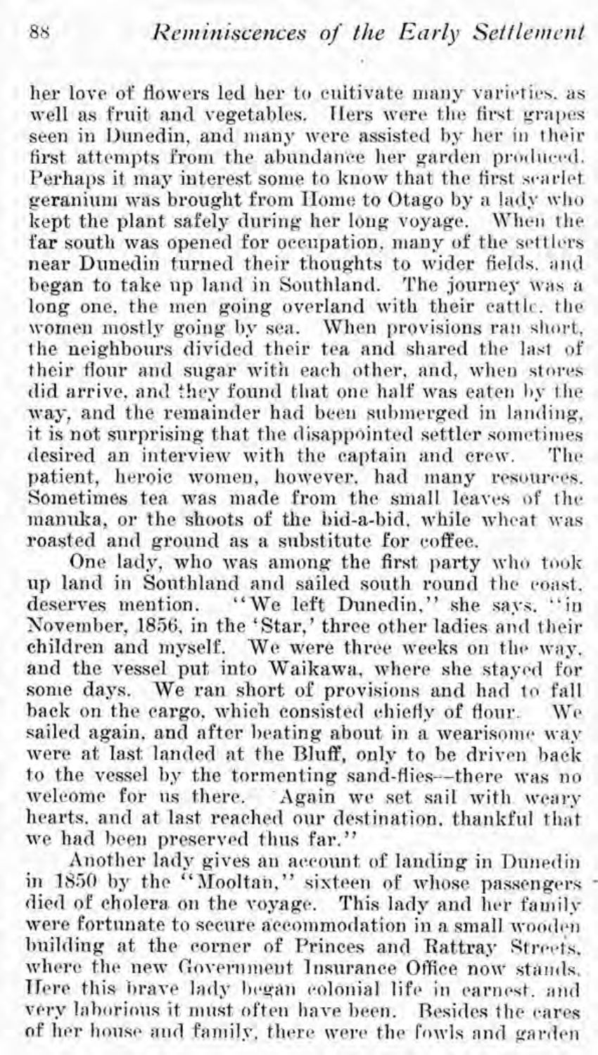her love of flowers led her to cultivate many varieties, as well as fruit and vegetables. Hers were the first grapes seen in Dunedin, and many were assisted by her in their first attempts from the abundance her garden produced. Perhaps it may interest some to know that the first scarlet geranium was brought from Home to Otago by a lady who kept the plant safely during her long voyage. When the far south was opened for occupation, many of the settlers near Dunedin turned their thoughts to wider fields, and began to take up land in Southland. The journey was a long one, the men going overland with their cattle, the women mostly going by sea. When provisions ran short, the neighbours divided their tea and shared the last of their flour and sugar with each other, and, when stores did arrive, and they found that one half was eaten by the way, and the remainder had been submerged in landing, it is not surprising that the disappointed settler sometimes desired an interview with the captain and crew. The patient, heroic women, however, had many resources. Sometimes tea was made from the small leaves of the manuka, or the shoots of the bid-a-bid, while wheat was roasted and ground as a substitute for coffee.

One lady, who was among the first party who took up land in Southland and sailed south round the coast, deserves mention. "We left Dunedin," she says, "in November, 1856, in the 'Star,' three other ladies and their children and myself. We were three weeks on the way, and the vessel put into Waikawa, where she stayed for some days. We ran short of provisions and had to fall back on the cargo, which consisted chiefly of flour. We sailed again, and after beating about in a wearisome way were at last landed at the Bluff, only to be driven back to the vessel by the tormenting sand-flies—there was no welcome for us there. Again we set sail with weary hearts, and at last reached our destination, thankful that we had been preserved thus far."

Another lady gives an account of landing in Dunedin in 1850 by the "Mooltan," sixteen of whose passengers died of cholera on the voyage. This lady and her family were fortunate to secure accommodation in a small wooden building at the corner of Princes and Rattray Streets, where the new Government Insurance Office now stands. Here this brave lady began colonial life in earnest, and very laborious it must often have been. Besides the cares of her house and family, there were the fowls and garden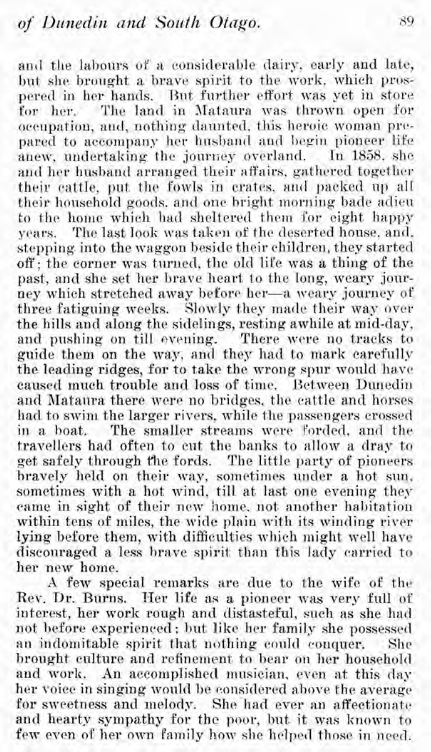and the labours of a considerable dairy, early and late, but she brought a brave spirit to the work, which prospered in her hands. But further effort was yet in store for her. The land in Mataura was thrown open for occupation, and, nothing daunted, this heroic woman prepared to accompany her husband and begin pioneer life anew, undertaking the journey overland. In 1858, she and her husband arranged their affairs, gathered together their cattle, put the fowls in crates, and packed up all their household goods, and one bright morning bade adieu to the home which had sheltered them for eight happy years. The last look was taken of the deserted house, and, stepping into the waggon beside their children, they started off; the corner was turned, the old life was a thing of the past, and she set her brave heart to the long, weary journey which stretched away before her—a weary journey of three fatiguing weeks. Slowly they made their way over the hills and along the sidelings, resting awhile at mid-day, and pushing on till evening. There were no tracks to guide them on the way, and they had to mark carefully the leading ridges, for to take the wrong spur would have caused much trouble and loss of time. Between Dunedin and Mataura there were no bridges, the cattle and horses had to swim the larger rivers, while the passengers crossed in a boat. The smaller streams were forded, and the travellers had often to cut the banks to allow a dray to get safely through the fords. The little party of pioneers bravely held on their way, sometimes under a hot sun, sometimes with a hot wind, till at last one evening they came in sight of their new home, not another habitation within tens of miles, the wide plain with its winding river lying before them, with difficulties which might well have discouraged a less brave spirit than this lady carried to her new home.

A few special remarks are due to the wife of the Rev. Dr. Burns. Her life as a pioneer was very full of interest, her work rough and distasteful, such as she had not before experienced; but like her family she possessed an indomitable spirit that nothing could conquer. She brought culture and refinement to bear on her household and work. An accomplished musician, even at this day her voice in singing would be considered above the average for sweetness and melody. She had ever an affectionate and hearty sympathy for the poor, but it was known to few even of her own family how she helped those in need.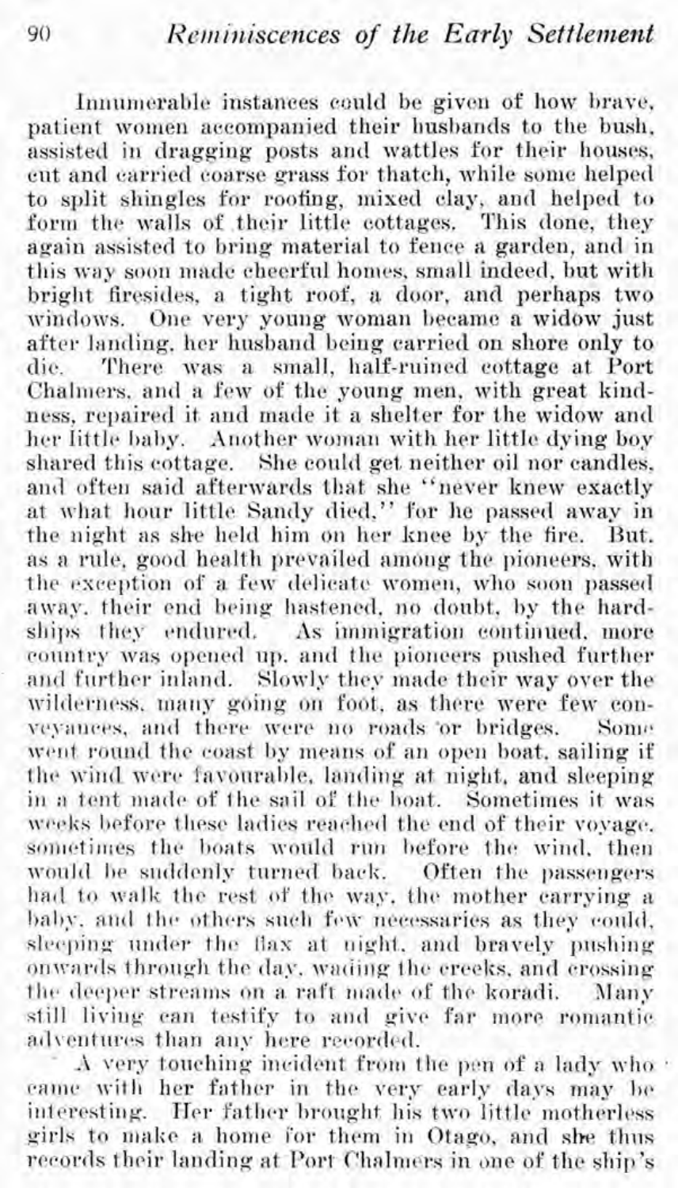Innumerable instances could be given of how brave, patient women accompanied their husbands to the bush, assisted in dragging posts and wattles for their houses, cut and carried coarse grass for thatch, while some helped to split shingles for roofing, mixed clay, and helped to form the walls of their little cottages. This done, they again assisted to bring material to fence a garden, and in this way soon made cheerful homes, small indeed, but with bright firesides, a tight roof, a door, and perhaps two windows. One very young woman became a widow just after landing, her husband being carried on shore only to die. There was a small, half-ruined cottage at Port Chalmers, and a few of the young men, with great kindness, repaired it and made it a shelter for the widow and her little baby. Another woman with her little dying boy shared this cottage. She could get neither oil nor candles, and often said afterwards that she "never knew exactly at what hour little Sandy died," for he passed away in the night as she held him on her knee by the fire. But, as a rule, good health prevailed among the pioneers, with the exception of a few delicate women, who soon passed away, their end being hastened, no doubt, by the hardships they endured. As immigration continued, more country was opened up, and the pioneers pushed further and further inland. Slowly they made their way over the wilderness, many going on foot, as there were few conveyances, and there were no roads or bridges. Some went round the coast by means of an open boat, sailing if the wind were favourable, landing at night, and sleeping in a tent made of the sail of the boat. Sometimes it was weeks before these ladies reached the end of their voyage, sometimes the boats would run before the wind, then would be suddenly turned back. Often the passengers had to walk the rest of the way, the mother carrying a baby, and the others such few necessaries as they could, sleeping under the flax at night, and bravely pushing onwards through the day, wading the creeks, and crossing the deeper streams on a raft made of the koradi. Many still living can testify to and give far more romantic adventures than any here recorded.

A very touching incident from the pen of a lady who came with her father in the very early days may be interesting. Her father brought his two little motherless girls to make a home for them in Otago, and she thus records their landing at Port Chalmers in one of the ship's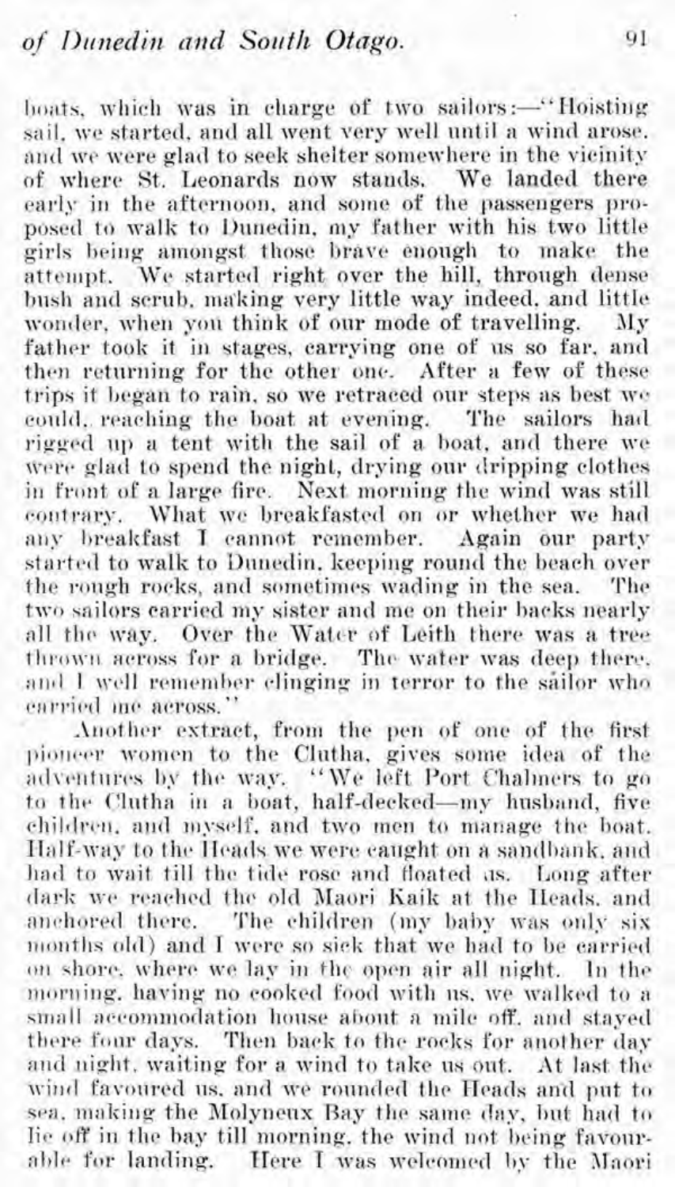boats, which was in charge of two sailors:—"Hoisting sail, we started, and all went very well until a wind arose, and we were glad to seek shelter somewhere in the vicinity of where St. Leonards now stands. We landed there early in the afternoon, and some of the passengers proposed to walk to Dunedin, my father with his two little girls being amongst those brave enough to make the attempt. We started right over the hill, through dense bush and scrub, making very little way indeed, and little wonder, when you think of our mode of travelling. My father took it in stages, carrying one of us so far, and then returning for the other one. After a few of these trips it began to rain, so we retraced our steps as best we could, reaching the boat at evening. The sailors had rigged up a tent with the sail of a boat, and there we were glad to spend the night, drying our dripping clothes in front of a large fire. Next morning the wind was still contrary. What we breakfasted on or whether we had any breakfast I cannot remember. Again our party started to walk to Dunedin, keeping round the beach over the rough rocks, and sometimes wading in the sea. The two sailors carried my sister and me on their backs nearly all the way. Over the Water of Leith there was a tree thrown across for a bridge. The water was deep there, and I well remember clinging in terror to the sailor who carried me across."

Another extract, from the pen of one of the first pioneer women to the Clutha, gives some idea of the adventures by the way. "We left Port Chalmers to go to the Clutha in a boat, half-decked—my husband, five children, and myself, and two men to manage the boat. Half-way to the Heads we were caught on a sandbank, and had to wait till the tide rose and floated us. Long after dark we reached the old Maori Kaik at the Heads, and anchored there. The children (my baby was only six months old) and I were so sick that we had to be carried on shore, where we lay in the open air all night. In the morning, having no cooked food with us, we walked to a small accommodation house about a mile off, and stayed there four days. Then back to the rocks for another day and night, waiting for a wind to take us out. At last the wind favoured us, and we rounded the Heads and put to sea, making the Molyneux Bay the same day, but had to lie off in the bay till morning, the wind not being favourable for landing. Here I was welcomed by the Maori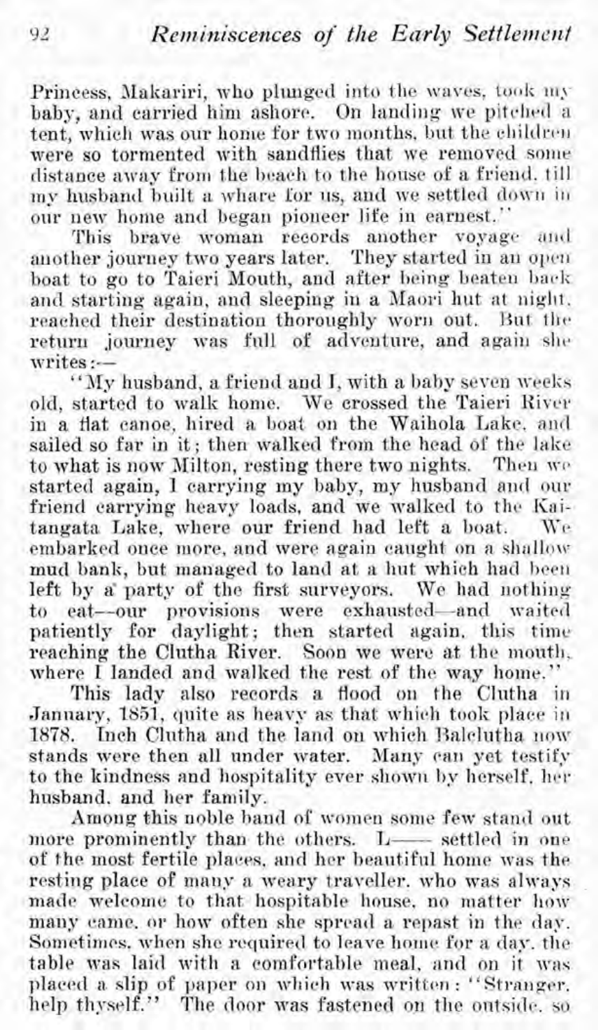Princess, Makariri, who plunged into the waves, took my baby, and carried him ashore. On landing we pitched a tent, which was our home for two months, but the children were so tormented with sandflies that we removed some distance away from the beach to the house of a friend, till my husband built a whare for us, and we settled down in our new home and began pioneer life in earnest."

This brave woman records another voyage and another journey two years later. They started in an open boat to go to Taieri Mouth, and after being beaten back and starting again, and sleeping in a Maori hut at night, reached their destination thoroughly worn out. But the return journey was full of adventure, and again she writes:—

"My husband, a friend and I, with a baby seven weeks old, started to walk home. We crossed the Taieri River in a flat canoe, hired a boat on the Waihola Lake, and sailed so far in it; then walked from the head of the lake to what is now Milton, resting there two nights. Then we started again, I carrying my baby, my husband and our friend carrying heavy loads, and we walked to the Kaitangata Lake, where our friend had left a boat. We embarked once more, and were again caught on a shallow mud bank, but managed to land at a hut which had been left by a party of the first surveyors. We had nothing to eat—our provisions were exhausted—and waited patiently for daylight; then started again, this time reaching the Clutha River. Soon we were at the mouth, where I landed and walked the rest of the way home."

This lady also records a flood on the Clutha in January, 1851, quite as heavy as that which took place in 1878. Inch Clutha and the land on which Balclutha now stands were then all under water. Many can yet testify to the kindness and hospitality ever shown by herself, her husband, and her family.

Among this noble band of women some few stand out more prominently than the others. L—— settled in one of the most fertile places, and her beautiful home was the resting place of many a weary traveller, who was always made welcome to that hospitable house, no matter how many came, or how often she spread a repast in the day. Sometimes, when she required to leave home for a day, the table was laid with a comfortable meal, and on it was placed a slip of paper on which was written: "Stranger, help thyself." The door was fastened on the outside, so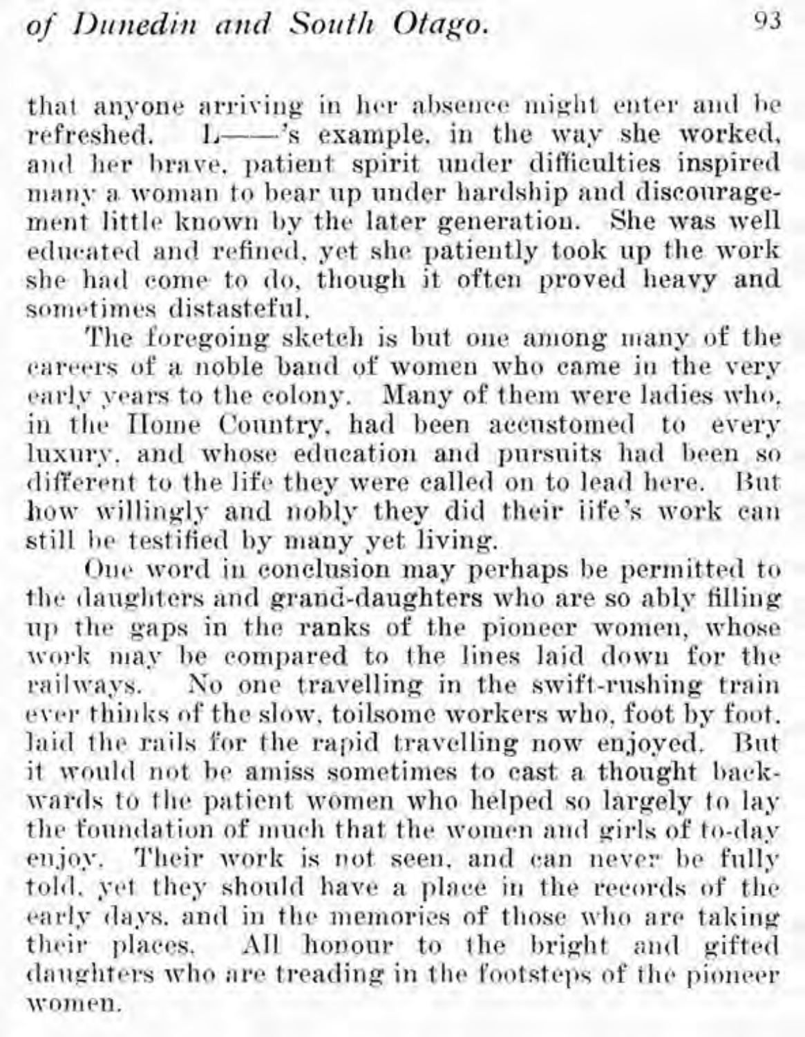that anyone arriving in her absence might enter and be refreshed. L——'s example, in the way she worked, and her brave, patient spirit under difficulties inspired many a woman to bear up under hardship and discouragement little known by the later generation. She was well educated and refined, yet she patiently took up the work she had come to do, though it often proved heavy and sometimes distasteful.

The foregoing sketch is but one among many of the careers of a noble band of women who came in the very early years to the colony. Many of them were ladies who, in the Home Country, had been accustomed to every luxury, and whose education and pursuits had been so different to the life they were called on to lead here. But how willingly and nobly they did their iife's work can still be testified by many yet living.

One word in conclusion may perhaps be permitted to the daughters and grand-daughters who are so ably filling up the gaps in the ranks of the pioneer women, whose work may be compared to the lines laid down for the railways. No one travelling in the swift-rushing train ever thinks of the slow, toilsome workers who, foot by foot, laid the rails for the rapid travelling now enjoyed. But it would not be amiss sometimes to cast a thought backwards to the patient women who helped so largely to lay the foundation of much that the women and girls of to-day enjoy. Their work is not seen, and can never be fully told, yet they should have a place in the records of the early days, and in the memories of those who are taking their places. All honour to the bright and gifted daughters who are treading in the footsteps of the pioneer women.